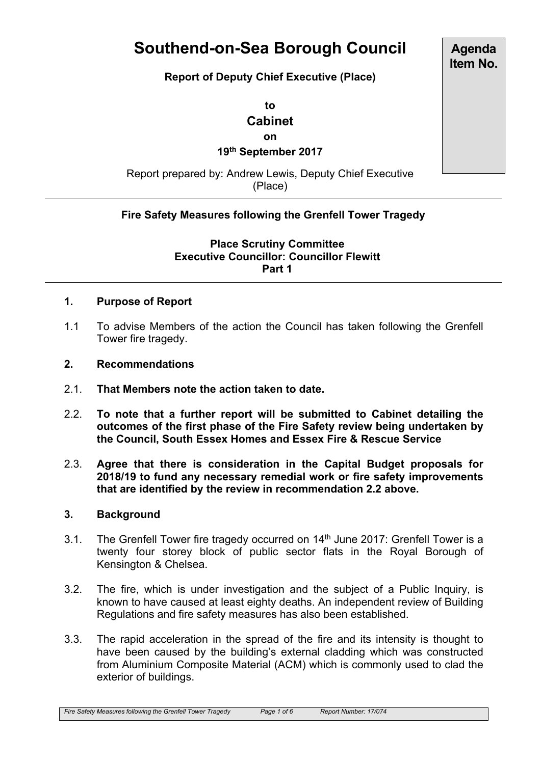# Southend-on-Sea Borough Council

**Agenda Item No.**

**Report of Deputy Chief Executive (Place)**

**to**

## Cabinet

**on**

**19th September 2017**

Report prepared by: Andrew Lewis, Deputy Chief Executive (Place)

---

**Fire Safety Measures following the Grenfell Tower Tragedy**

**Place Scrutiny Committee**
**Executive Councillor: Councillor Flewitt**
**Part 1**

---

### 1. Purpose of Report

1.1 To advise Members of the action the Council has taken following the Grenfell Tower fire tragedy.

### 2. Recommendations

2.1. **That Members note the action taken to date.**

2.2. **To note that a further report will be submitted to Cabinet detailing the outcomes of the first phase of the Fire Safety review being undertaken by the Council, South Essex Homes and Essex Fire & Rescue Service**

2.3. **Agree that there is consideration in the Capital Budget proposals for 2018/19 to fund any necessary remedial work or fire safety improvements that are identified by the review in recommendation 2.2 above.**

### 3. Background

3.1. The Grenfell Tower fire tragedy occurred on 14th June 2017: Grenfell Tower is a twenty four storey block of public sector flats in the Royal Borough of Kensington & Chelsea.

3.2. The fire, which is under investigation and the subject of a Public Inquiry, is known to have caused at least eighty deaths. An independent review of Building Regulations and fire safety measures has also been established.

3.3. The rapid acceleration in the spread of the fire and its intensity is thought to have been caused by the building's external cladding which was constructed from Aluminium Composite Material (ACM) which is commonly used to clad the exterior of buildings.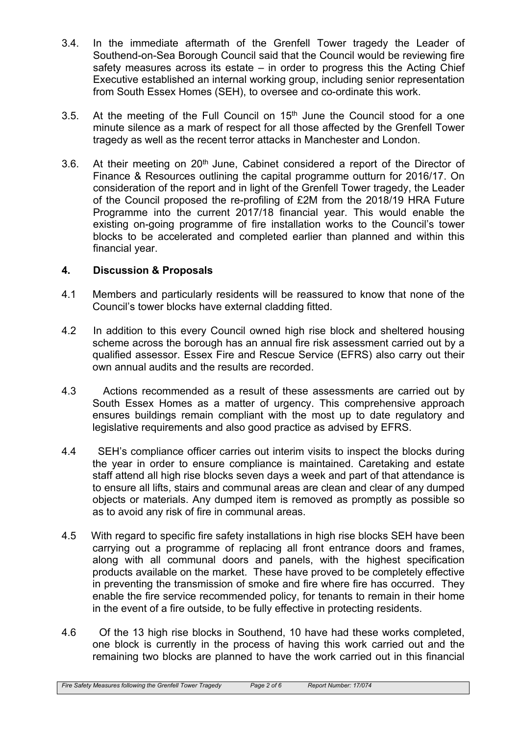3.4. In the immediate aftermath of the Grenfell Tower tragedy the Leader of Southend-on-Sea Borough Council said that the Council would be reviewing fire safety measures across its estate – in order to progress this the Acting Chief Executive established an internal working group, including senior representation from South Essex Homes (SEH), to oversee and co-ordinate this work.

3.5. At the meeting of the Full Council on 15th June the Council stood for a one minute silence as a mark of respect for all those affected by the Grenfell Tower tragedy as well as the recent terror attacks in Manchester and London.

3.6. At their meeting on 20th June, Cabinet considered a report of the Director of Finance & Resources outlining the capital programme outturn for 2016/17. On consideration of the report and in light of the Grenfell Tower tragedy, the Leader of the Council proposed the re-profiling of £2M from the 2018/19 HRA Future Programme into the current 2017/18 financial year. This would enable the existing on-going programme of fire installation works to the Council's tower blocks to be accelerated and completed earlier than planned and within this financial year.

## 4. Discussion & Proposals

4.1 Members and particularly residents will be reassured to know that none of the Council's tower blocks have external cladding fitted.

4.2 In addition to this every Council owned high rise block and sheltered housing scheme across the borough has an annual fire risk assessment carried out by a qualified assessor. Essex Fire and Rescue Service (EFRS) also carry out their own annual audits and the results are recorded.

4.3 Actions recommended as a result of these assessments are carried out by South Essex Homes as a matter of urgency. This comprehensive approach ensures buildings remain compliant with the most up to date regulatory and legislative requirements and also good practice as advised by EFRS.

4.4 SEH's compliance officer carries out interim visits to inspect the blocks during the year in order to ensure compliance is maintained. Caretaking and estate staff attend all high rise blocks seven days a week and part of that attendance is to ensure all lifts, stairs and communal areas are clean and clear of any dumped objects or materials. Any dumped item is removed as promptly as possible so as to avoid any risk of fire in communal areas.

4.5 With regard to specific fire safety installations in high rise blocks SEH have been carrying out a programme of replacing all front entrance doors and frames, along with all communal doors and panels, with the highest specification products available on the market. These have proved to be completely effective in preventing the transmission of smoke and fire where fire has occurred. They enable the fire service recommended policy, for tenants to remain in their home in the event of a fire outside, to be fully effective in protecting residents.

4.6 Of the 13 high rise blocks in Southend, 10 have had these works completed, one block is currently in the process of having this work carried out and the remaining two blocks are planned to have the work carried out in this financial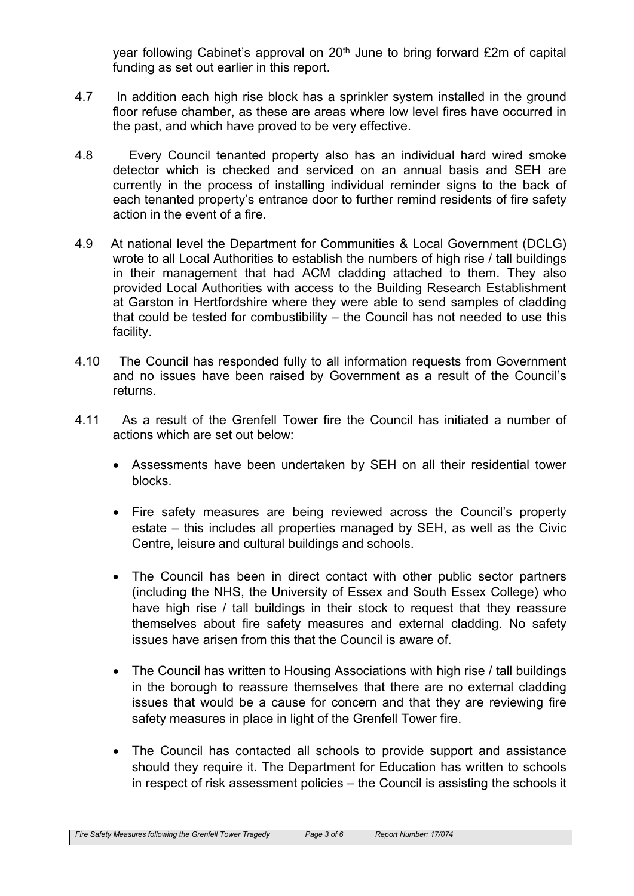year following Cabinet's approval on 20th June to bring forward £2m of capital funding as set out earlier in this report.

4.7 In addition each high rise block has a sprinkler system installed in the ground floor refuse chamber, as these are areas where low level fires have occurred in the past, and which have proved to be very effective.

4.8 Every Council tenanted property also has an individual hard wired smoke detector which is checked and serviced on an annual basis and SEH are currently in the process of installing individual reminder signs to the back of each tenanted property's entrance door to further remind residents of fire safety action in the event of a fire.

4.9 At national level the Department for Communities & Local Government (DCLG) wrote to all Local Authorities to establish the numbers of high rise / tall buildings in their management that had ACM cladding attached to them. They also provided Local Authorities with access to the Building Research Establishment at Garston in Hertfordshire where they were able to send samples of cladding that could be tested for combustibility – the Council has not needed to use this facility.

4.10 The Council has responded fully to all information requests from Government and no issues have been raised by Government as a result of the Council's returns.

4.11 As a result of the Grenfell Tower fire the Council has initiated a number of actions which are set out below:

- Assessments have been undertaken by SEH on all their residential tower blocks.
- Fire safety measures are being reviewed across the Council's property estate – this includes all properties managed by SEH, as well as the Civic Centre, leisure and cultural buildings and schools.
- The Council has been in direct contact with other public sector partners (including the NHS, the University of Essex and South Essex College) who have high rise / tall buildings in their stock to request that they reassure themselves about fire safety measures and external cladding. No safety issues have arisen from this that the Council is aware of.
- The Council has written to Housing Associations with high rise / tall buildings in the borough to reassure themselves that there are no external cladding issues that would be a cause for concern and that they are reviewing fire safety measures in place in light of the Grenfell Tower fire.
- The Council has contacted all schools to provide support and assistance should they require it. The Department for Education has written to schools in respect of risk assessment policies – the Council is assisting the schools it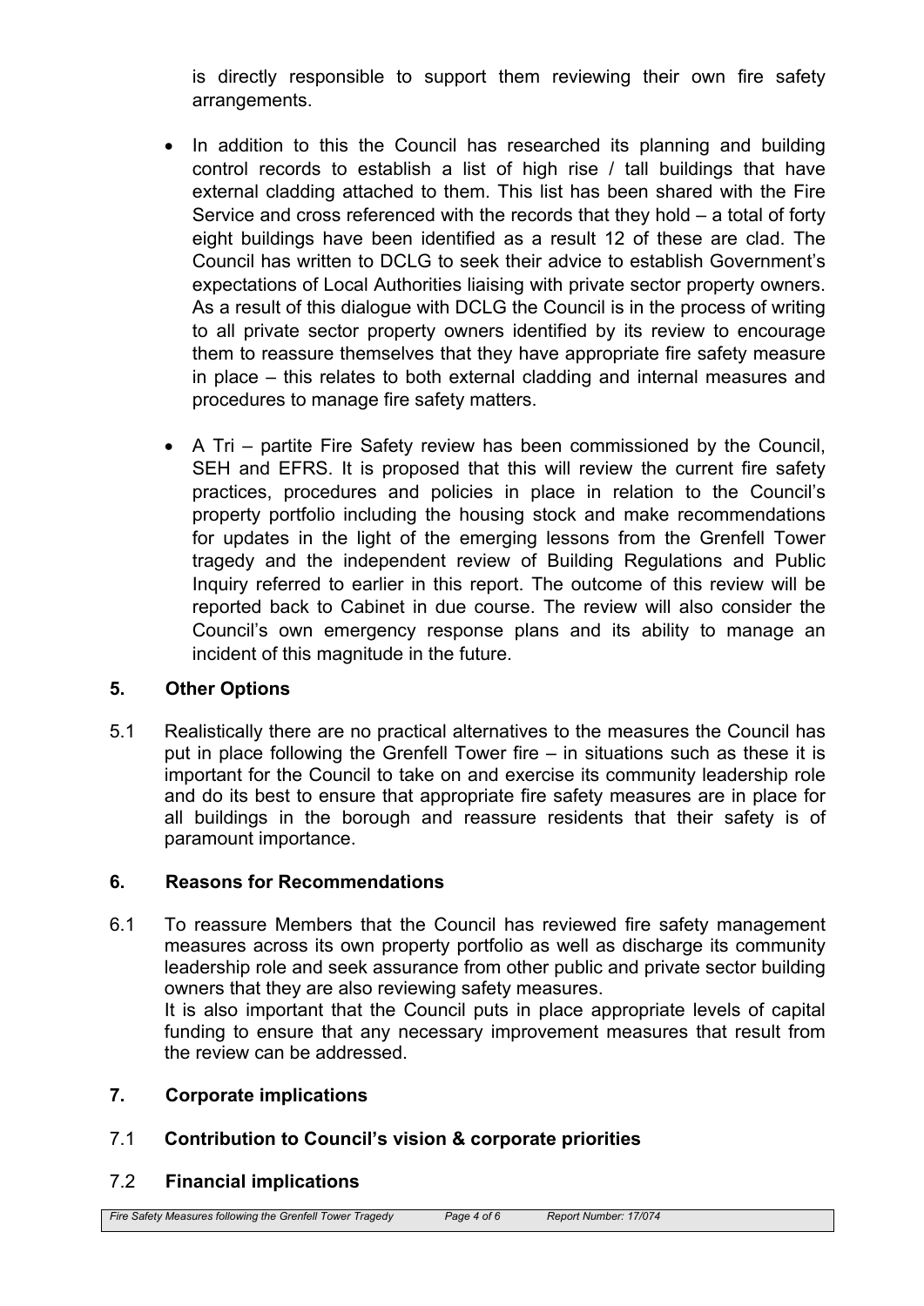is directly responsible to support them reviewing their own fire safety arrangements.

- In addition to this the Council has researched its planning and building control records to establish a list of high rise / tall buildings that have external cladding attached to them. This list has been shared with the Fire Service and cross referenced with the records that they hold – a total of forty eight buildings have been identified as a result 12 of these are clad. The Council has written to DCLG to seek their advice to establish Government's expectations of Local Authorities liaising with private sector property owners. As a result of this dialogue with DCLG the Council is in the process of writing to all private sector property owners identified by its review to encourage them to reassure themselves that they have appropriate fire safety measure in place – this relates to both external cladding and internal measures and procedures to manage fire safety matters.

- A Tri – partite Fire Safety review has been commissioned by the Council, SEH and EFRS. It is proposed that this will review the current fire safety practices, procedures and policies in place in relation to the Council's property portfolio including the housing stock and make recommendations for updates in the light of the emerging lessons from the Grenfell Tower tragedy and the independent review of Building Regulations and Public Inquiry referred to earlier in this report. The outcome of this review will be reported back to Cabinet in due course. The review will also consider the Council's own emergency response plans and its ability to manage an incident of this magnitude in the future.

## 5. Other Options

5.1 Realistically there are no practical alternatives to the measures the Council has put in place following the Grenfell Tower fire – in situations such as these it is important for the Council to take on and exercise its community leadership role and do its best to ensure that appropriate fire safety measures are in place for all buildings in the borough and reassure residents that their safety is of paramount importance.

## 6. Reasons for Recommendations

6.1 To reassure Members that the Council has reviewed fire safety management measures across its own property portfolio as well as discharge its community leadership role and seek assurance from other public and private sector building owners that they are also reviewing safety measures.
It is also important that the Council puts in place appropriate levels of capital funding to ensure that any necessary improvement measures that result from the review can be addressed.

## 7. Corporate implications

### 7.1 Contribution to Council's vision & corporate priorities

### 7.2 Financial implications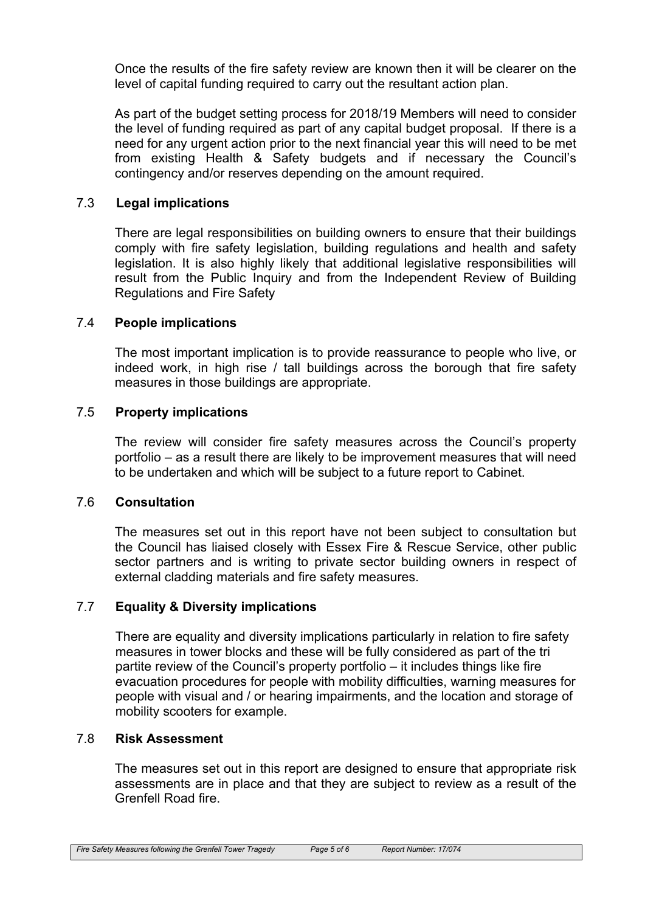Once the results of the fire safety review are known then it will be clearer on the level of capital funding required to carry out the resultant action plan.

As part of the budget setting process for 2018/19 Members will need to consider the level of funding required as part of any capital budget proposal. If there is a need for any urgent action prior to the next financial year this will need to be met from existing Health & Safety budgets and if necessary the Council's contingency and/or reserves depending on the amount required.

### 7.3 Legal implications

There are legal responsibilities on building owners to ensure that their buildings comply with fire safety legislation, building regulations and health and safety legislation. It is also highly likely that additional legislative responsibilities will result from the Public Inquiry and from the Independent Review of Building Regulations and Fire Safety

### 7.4 People implications

The most important implication is to provide reassurance to people who live, or indeed work, in high rise / tall buildings across the borough that fire safety measures in those buildings are appropriate.

### 7.5 Property implications

The review will consider fire safety measures across the Council's property portfolio – as a result there are likely to be improvement measures that will need to be undertaken and which will be subject to a future report to Cabinet.

### 7.6 Consultation

The measures set out in this report have not been subject to consultation but the Council has liaised closely with Essex Fire & Rescue Service, other public sector partners and is writing to private sector building owners in respect of external cladding materials and fire safety measures.

### 7.7 Equality & Diversity implications

There are equality and diversity implications particularly in relation to fire safety measures in tower blocks and these will be fully considered as part of the tri partite review of the Council's property portfolio – it includes things like fire evacuation procedures for people with mobility difficulties, warning measures for people with visual and / or hearing impairments, and the location and storage of mobility scooters for example.

### 7.8 Risk Assessment

The measures set out in this report are designed to ensure that appropriate risk assessments are in place and that they are subject to review as a result of the Grenfell Road fire.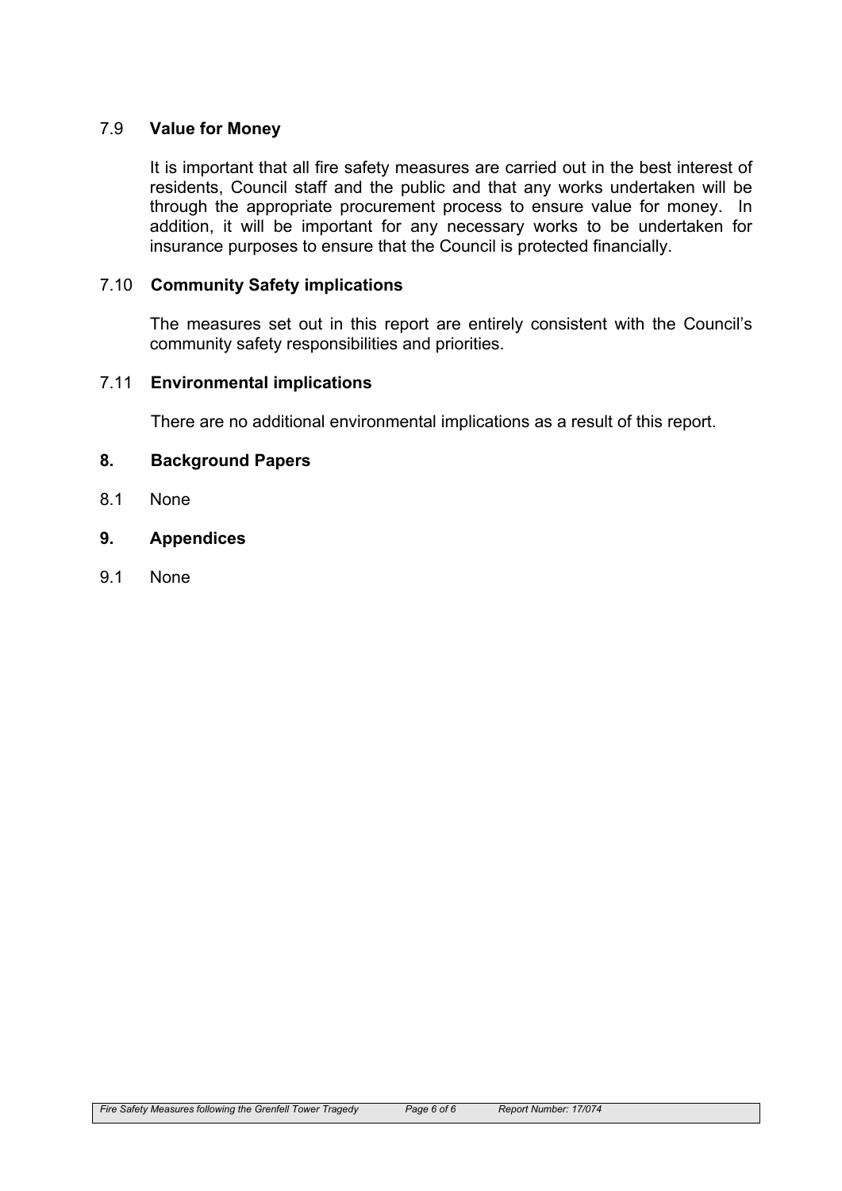### 7.9 **Value for Money**

It is important that all fire safety measures are carried out in the best interest of residents, Council staff and the public and that any works undertaken will be through the appropriate procurement process to ensure value for money. In addition, it will be important for any necessary works to be undertaken for insurance purposes to ensure that the Council is protected financially.

### 7.10 **Community Safety implications**

The measures set out in this report are entirely consistent with the Council's community safety responsibilities and priorities.

### 7.11 **Environmental implications**

There are no additional environmental implications as a result of this report.

## 8. **Background Papers**

8.1 None

## 9. **Appendices**

9.1 None